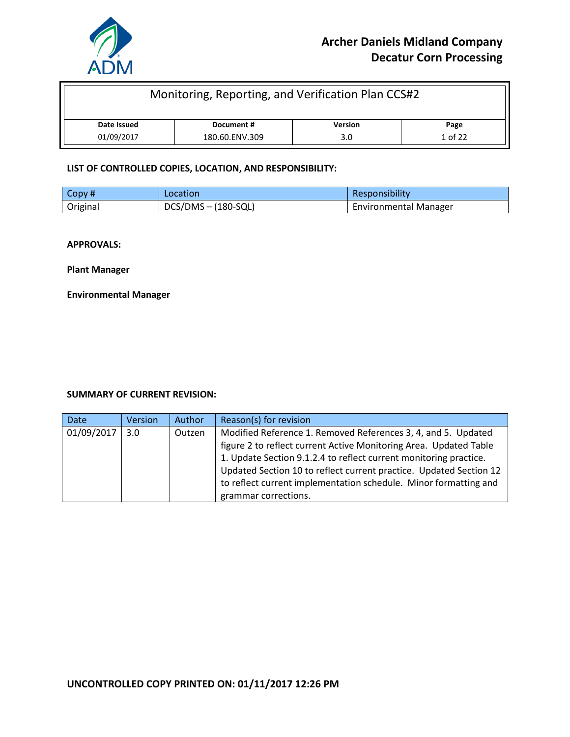# Archer Daniels Midland Company
## Decatur Corn Processing

| Monitoring, Reporting, and Verification Plan CCS#2 | | | |
|---|---|---|---|
| **Date Issued** | **Document #** | **Version** | **Page** |
| 01/09/2017 | 180.60.ENV.309 | 3.0 | 1 of 22 |

**LIST OF CONTROLLED COPIES, LOCATION, AND RESPONSIBILITY:**

| Copy # | Location | Responsibility |
|---|---|---|
| Original | DCS/DMS – (180-SQL) | Environmental Manager |

**APPROVALS:**

**Plant Manager**

**Environmental Manager**

**SUMMARY OF CURRENT REVISION:**

| Date | Version | Author | Reason(s) for revision |
|---|---|---|---|
| 01/09/2017 | 3.0 | Outzen | Modified Reference 1. Removed References 3, 4, and 5. Updated figure 2 to reflect current Active Monitoring Area. Updated Table 1. Update Section 9.1.2.4 to reflect current monitoring practice. Updated Section 10 to reflect current practice. Updated Section 12 to reflect current implementation schedule. Minor formatting and grammar corrections. |

**UNCONTROLLED COPY PRINTED ON: 01/11/2017 12:26 PM**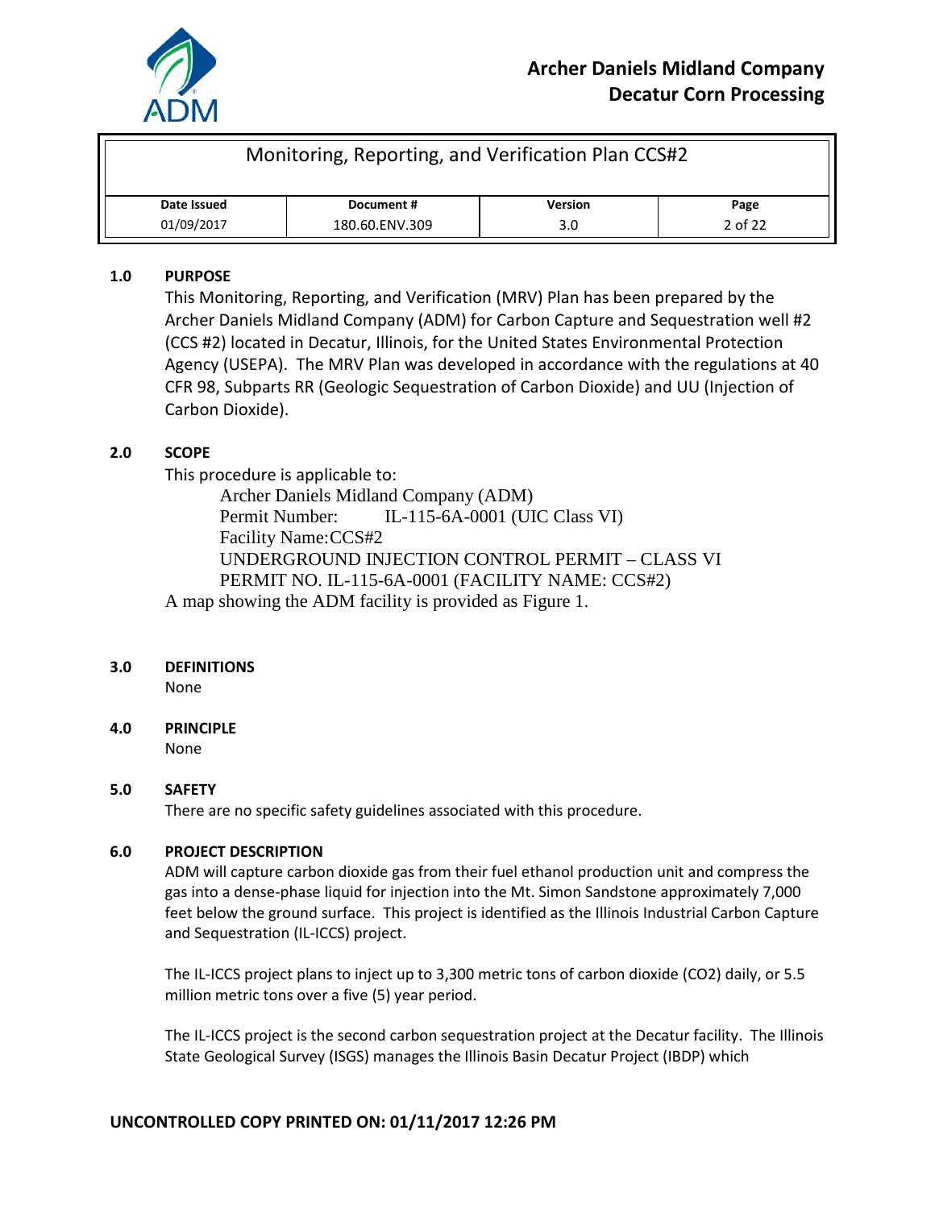# Monitoring, Reporting, and Verification Plan CCS#2

| Date Issued | Document # | Version | Page |
|---|---|---|---|
| 01/09/2017 | 180.60.ENV.309 | 3.0 | 2 of 22 |

## 1.0 PURPOSE

This Monitoring, Reporting, and Verification (MRV) Plan has been prepared by the Archer Daniels Midland Company (ADM) for Carbon Capture and Sequestration well #2 (CCS #2) located in Decatur, Illinois, for the United States Environmental Protection Agency (USEPA). The MRV Plan was developed in accordance with the regulations at 40 CFR 98, Subparts RR (Geologic Sequestration of Carbon Dioxide) and UU (Injection of Carbon Dioxide).

## 2.0 SCOPE

This procedure is applicable to:

Archer Daniels Midland Company (ADM)
Permit Number: IL-115-6A-0001 (UIC Class VI)
Facility Name:CCS#2
UNDERGROUND INJECTION CONTROL PERMIT – CLASS VI
PERMIT NO. IL-115-6A-0001 (FACILITY NAME: CCS#2)

A map showing the ADM facility is provided as Figure 1.

## 3.0 DEFINITIONS

None

## 4.0 PRINCIPLE

None

## 5.0 SAFETY

There are no specific safety guidelines associated with this procedure.

## 6.0 PROJECT DESCRIPTION

ADM will capture carbon dioxide gas from their fuel ethanol production unit and compress the gas into a dense-phase liquid for injection into the Mt. Simon Sandstone approximately 7,000 feet below the ground surface. This project is identified as the Illinois Industrial Carbon Capture and Sequestration (IL-ICCS) project.

The IL-ICCS project plans to inject up to 3,300 metric tons of carbon dioxide ($CO_2$) daily, or 5.5 million metric tons over a five (5) year period.

The IL-ICCS project is the second carbon sequestration project at the Decatur facility. The Illinois State Geological Survey (ISGS) manages the Illinois Basin Decatur Project (IBDP) which

**UNCONTROLLED COPY PRINTED ON: 01/11/2017 12:26 PM**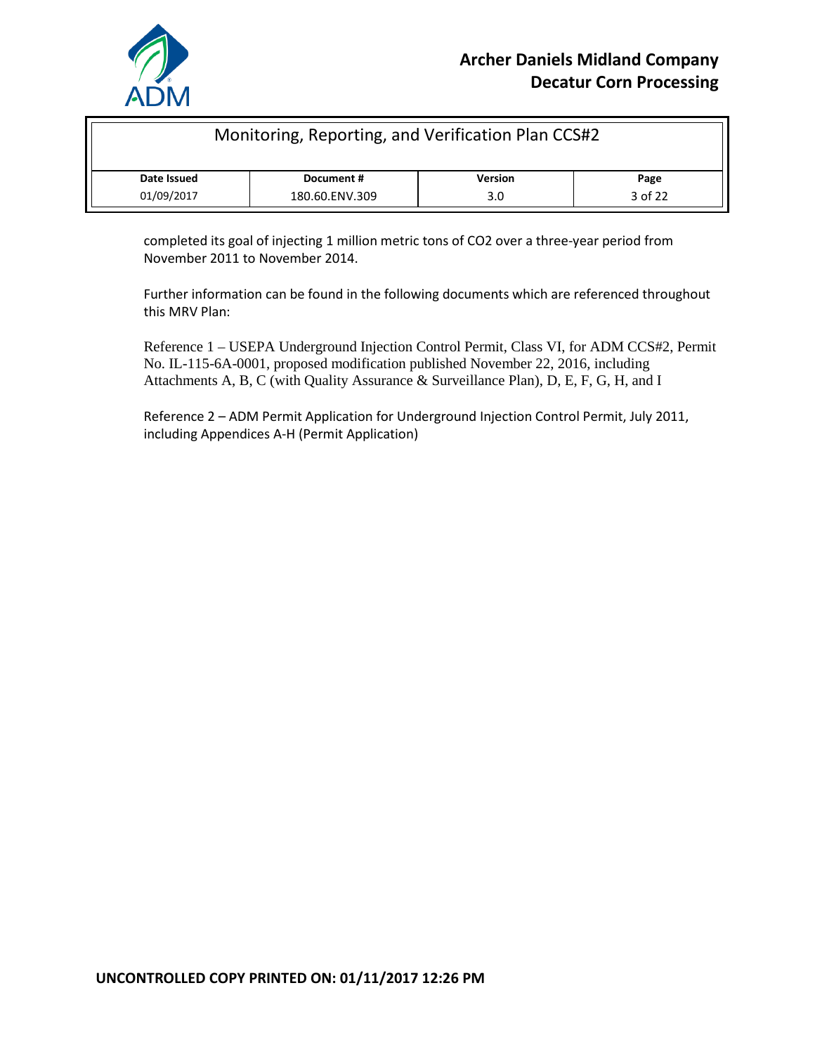completed its goal of injecting 1 million metric tons of $CO_2$ over a three-year period from November 2011 to November 2014.

Further information can be found in the following documents which are referenced throughout this MRV Plan:

Reference 1 – USEPA Underground Injection Control Permit, Class VI, for ADM CCS#2, Permit No. IL-115-6A-0001, proposed modification published November 22, 2016, including Attachments A, B, C (with Quality Assurance & Surveillance Plan), D, E, F, G, H, and I

Reference 2 – ADM Permit Application for Underground Injection Control Permit, July 2011, including Appendices A-H (Permit Application)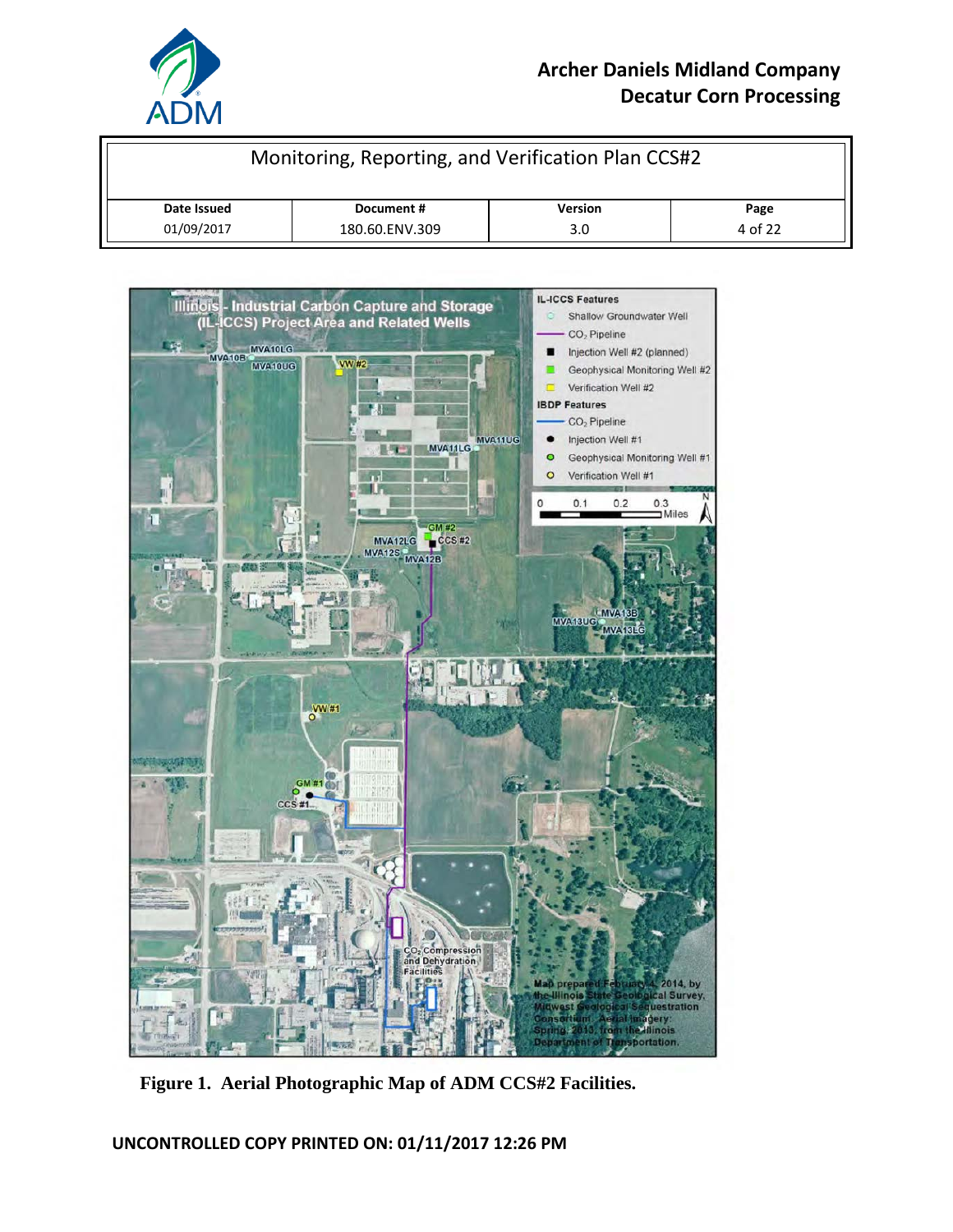**Figure 1. Aerial Photographic Map of ADM CCS#2 Facilities.**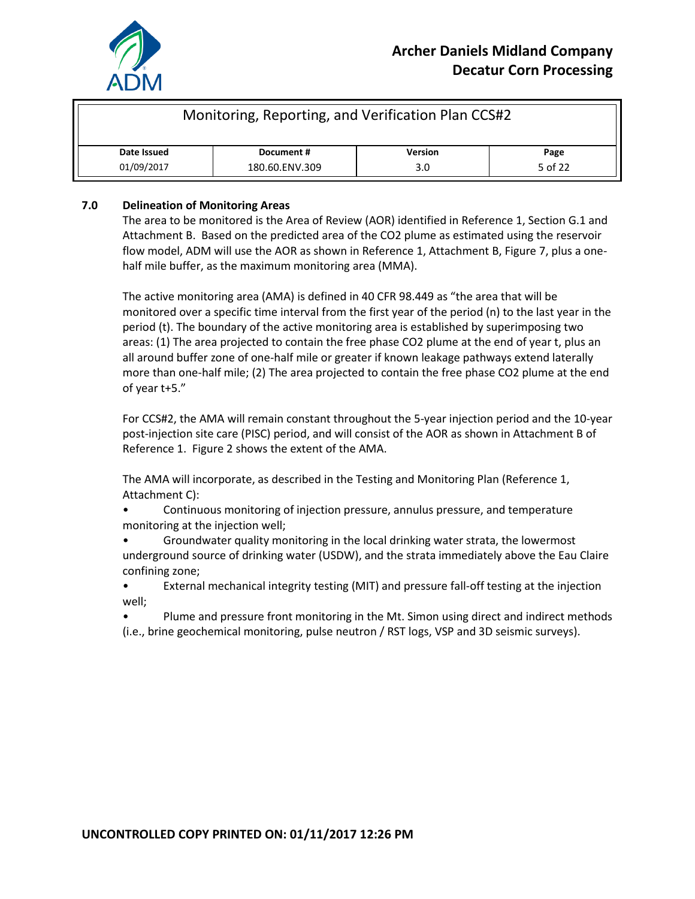## 7.0 Delineation of Monitoring Areas

The area to be monitored is the Area of Review (AOR) identified in Reference 1, Section G.1 and Attachment B. Based on the predicted area of the $CO_2$ plume as estimated using the reservoir flow model, ADM will use the AOR as shown in Reference 1, Attachment B, Figure 7, plus a one-half mile buffer, as the maximum monitoring area (MMA).

The active monitoring area (AMA) is defined in 40 CFR 98.449 as "the area that will be monitored over a specific time interval from the first year of the period (n) to the last year in the period (t). The boundary of the active monitoring area is established by superimposing two areas: (1) The area projected to contain the free phase $CO_2$ plume at the end of year t, plus an all around buffer zone of one-half mile or greater if known leakage pathways extend laterally more than one-half mile; (2) The area projected to contain the free phase $CO_2$ plume at the end of year t+5."

For CCS#2, the AMA will remain constant throughout the 5-year injection period and the 10-year post-injection site care (PISC) period, and will consist of the AOR as shown in Attachment B of Reference 1. Figure 2 shows the extent of the AMA.

The AMA will incorporate, as described in the Testing and Monitoring Plan (Reference 1, Attachment C):

- Continuous monitoring of injection pressure, annulus pressure, and temperature monitoring at the injection well;
- Groundwater quality monitoring in the local drinking water strata, the lowermost underground source of drinking water (USDW), and the strata immediately above the Eau Claire confining zone;
- External mechanical integrity testing (MIT) and pressure fall-off testing at the injection well;
- Plume and pressure front monitoring in the Mt. Simon using direct and indirect methods (i.e., brine geochemical monitoring, pulse neutron / RST logs, VSP and 3D seismic surveys).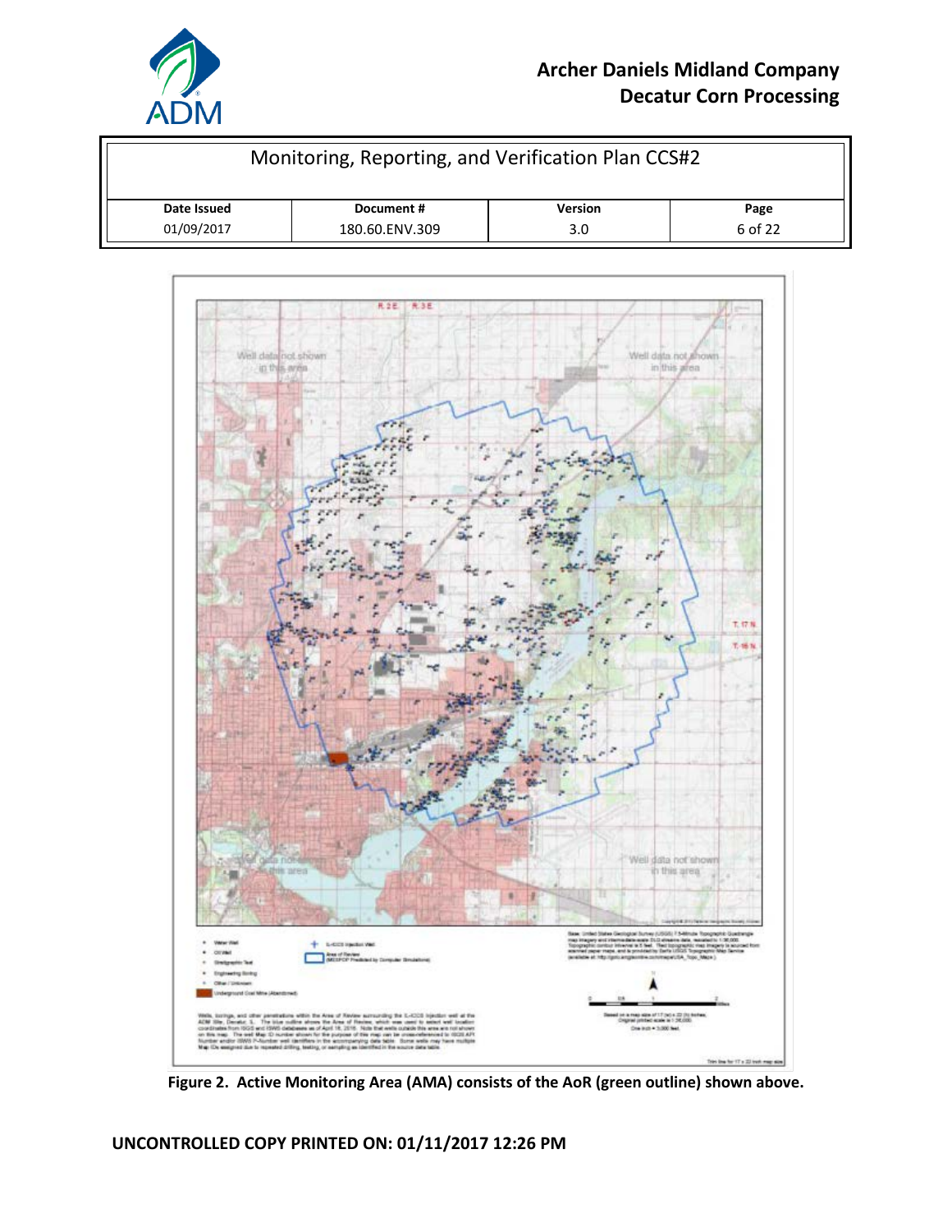# Archer Daniels Midland Company
# Decatur Corn Processing

| Monitoring, Reporting, and Verification Plan CCS#2 | | | |
|---|---|---|---|
| **Date Issued** | **Document #** | **Version** | **Page** |
| 01/09/2017 | 180.60.ENV.309 | 3.0 | 6 of 22 |

**Figure 2. Active Monitoring Area (AMA) consists of the AoR (green outline) shown above.**

**UNCONTROLLED COPY PRINTED ON: 01/11/2017 12:26 PM**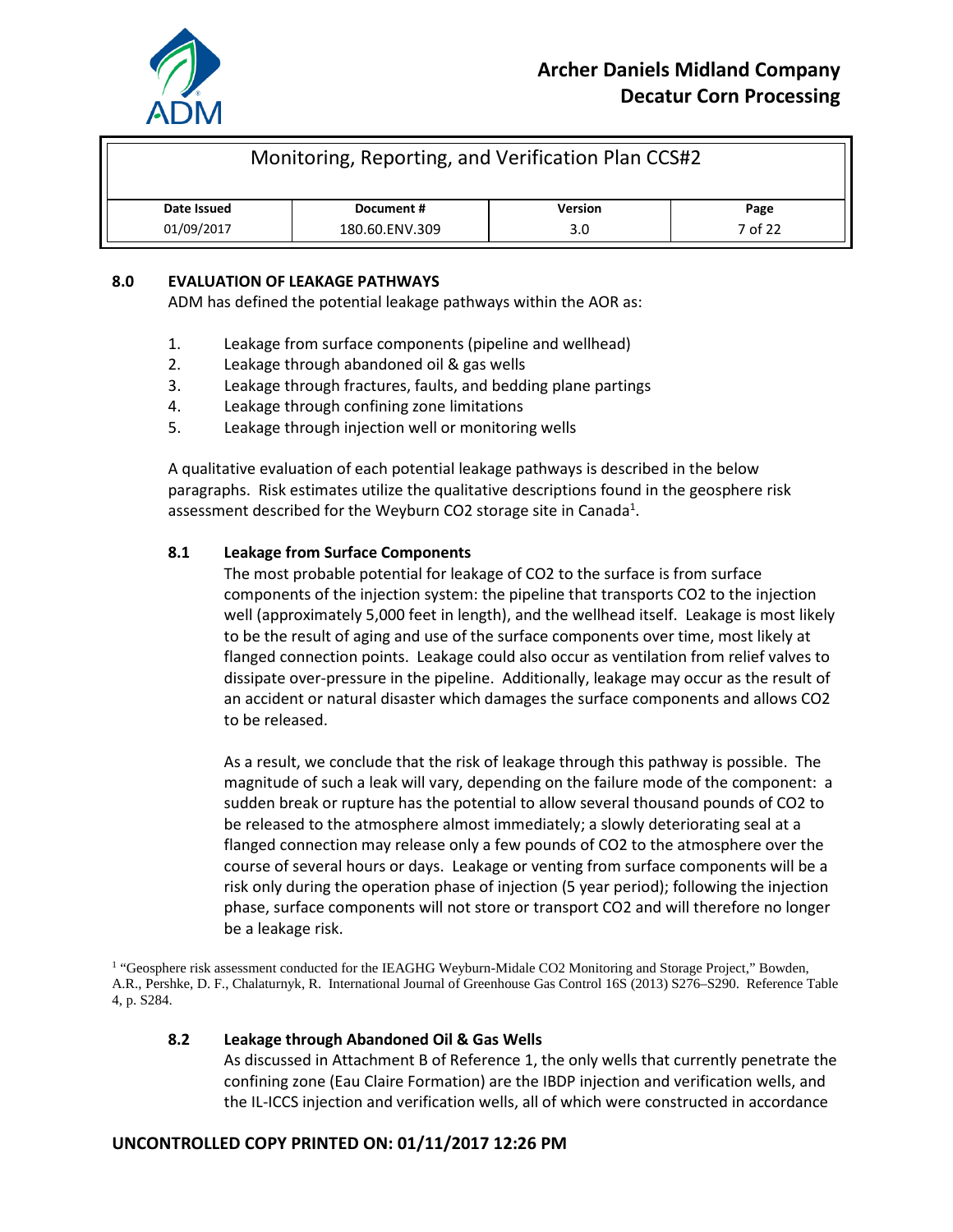## 8.0 EVALUATION OF LEAKAGE PATHWAYS

ADM has defined the potential leakage pathways within the AOR as:

1. Leakage from surface components (pipeline and wellhead)
2. Leakage through abandoned oil & gas wells
3. Leakage through fractures, faults, and bedding plane partings
4. Leakage through confining zone limitations
5. Leakage through injection well or monitoring wells

A qualitative evaluation of each potential leakage pathways is described in the below paragraphs. Risk estimates utilize the qualitative descriptions found in the geosphere risk assessment described for the Weyburn CO2 storage site in Canada[1].

### 8.1 Leakage from Surface Components

The most probable potential for leakage of CO2 to the surface is from surface components of the injection system: the pipeline that transports CO2 to the injection well (approximately 5,000 feet in length), and the wellhead itself. Leakage is most likely to be the result of aging and use of the surface components over time, most likely at flanged connection points. Leakage could also occur as ventilation from relief valves to dissipate over-pressure in the pipeline. Additionally, leakage may occur as the result of an accident or natural disaster which damages the surface components and allows CO2 to be released.

As a result, we conclude that the risk of leakage through this pathway is possible. The magnitude of such a leak will vary, depending on the failure mode of the component: a sudden break or rupture has the potential to allow several thousand pounds of CO2 to be released to the atmosphere almost immediately; a slowly deteriorating seal at a flanged connection may release only a few pounds of CO2 to the atmosphere over the course of several hours or days. Leakage or venting from surface components will be a risk only during the operation phase of injection (5 year period); following the injection phase, surface components will not store or transport CO2 and will therefore no longer be a leakage risk.

[1] "Geosphere risk assessment conducted for the IEAGHG Weyburn-Midale CO2 Monitoring and Storage Project," Bowden, A.R., Pershke, D. F., Chalaturnyk, R. International Journal of Greenhouse Gas Control 16S (2013) S276–S290. Reference Table 4, p. S284.

### 8.2 Leakage through Abandoned Oil & Gas Wells

As discussed in Attachment B of Reference 1, the only wells that currently penetrate the confining zone (Eau Claire Formation) are the IBDP injection and verification wells, and the IL-ICCS injection and verification wells, all of which were constructed in accordance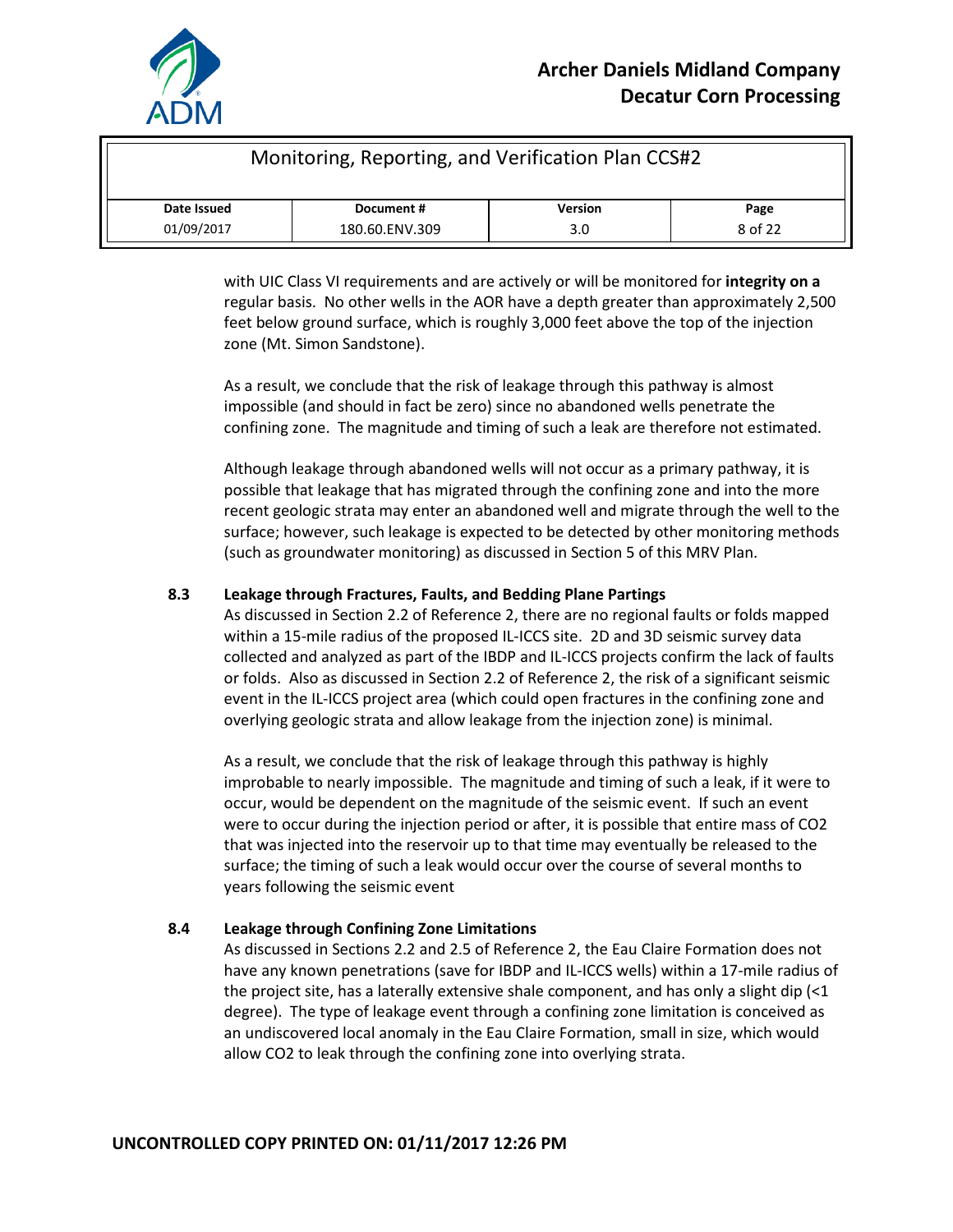with UIC Class VI requirements and are actively or will be monitored for **integrity on a** regular basis. No other wells in the AOR have a depth greater than approximately 2,500 feet below ground surface, which is roughly 3,000 feet above the top of the injection zone (Mt. Simon Sandstone).

As a result, we conclude that the risk of leakage through this pathway is almost impossible (and should in fact be zero) since no abandoned wells penetrate the confining zone. The magnitude and timing of such a leak are therefore not estimated.

Although leakage through abandoned wells will not occur as a primary pathway, it is possible that leakage that has migrated through the confining zone and into the more recent geologic strata may enter an abandoned well and migrate through the well to the surface; however, such leakage is expected to be detected by other monitoring methods (such as groundwater monitoring) as discussed in Section 5 of this MRV Plan.

### 8.3 Leakage through Fractures, Faults, and Bedding Plane Partings

As discussed in Section 2.2 of Reference 2, there are no regional faults or folds mapped within a 15-mile radius of the proposed IL-ICCS site. 2D and 3D seismic survey data collected and analyzed as part of the IBDP and IL-ICCS projects confirm the lack of faults or folds. Also as discussed in Section 2.2 of Reference 2, the risk of a significant seismic event in the IL-ICCS project area (which could open fractures in the confining zone and overlying geologic strata and allow leakage from the injection zone) is minimal.

As a result, we conclude that the risk of leakage through this pathway is highly improbable to nearly impossible. The magnitude and timing of such a leak, if it were to occur, would be dependent on the magnitude of the seismic event. If such an event were to occur during the injection period or after, it is possible that entire mass of $CO_2$ that was injected into the reservoir up to that time may eventually be released to the surface; the timing of such a leak would occur over the course of several months to years following the seismic event

### 8.4 Leakage through Confining Zone Limitations

As discussed in Sections 2.2 and 2.5 of Reference 2, the Eau Claire Formation does not have any known penetrations (save for IBDP and IL-ICCS wells) within a 17-mile radius of the project site, has a laterally extensive shale component, and has only a slight dip (<1 degree). The type of leakage event through a confining zone limitation is conceived as an undiscovered local anomaly in the Eau Claire Formation, small in size, which would allow $CO_2$ to leak through the confining zone into overlying strata.

**UNCONTROLLED COPY PRINTED ON: 01/11/2017 12:26 PM**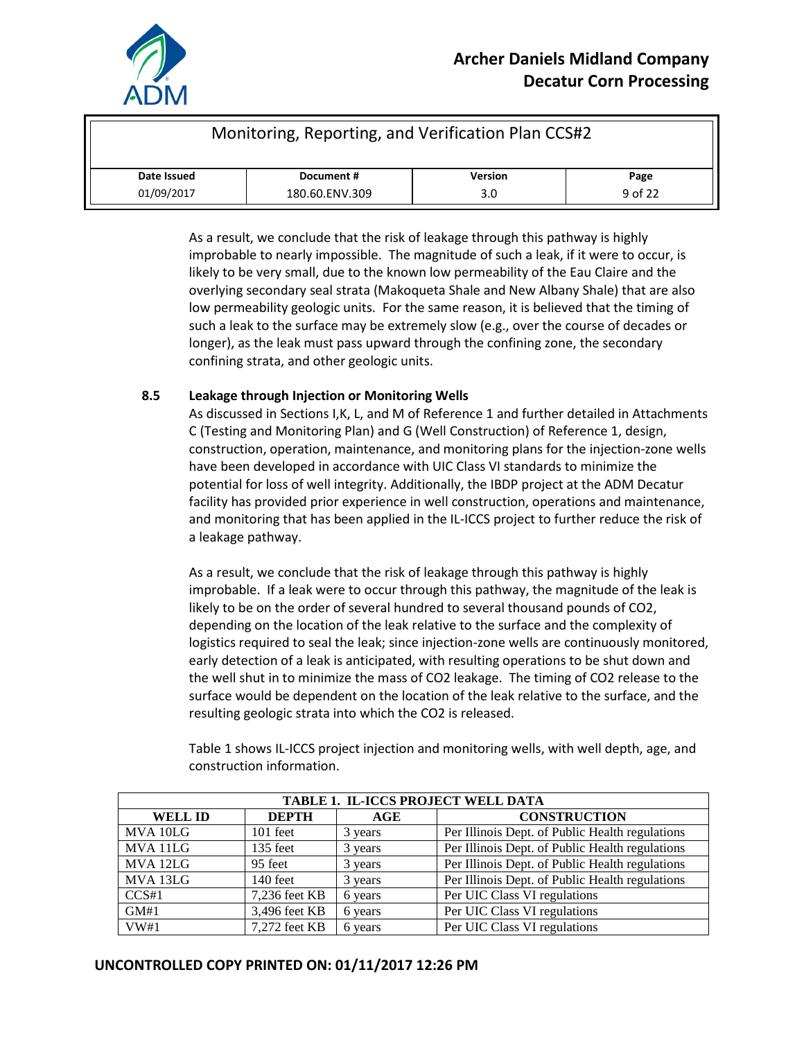As a result, we conclude that the risk of leakage through this pathway is highly improbable to nearly impossible. The magnitude of such a leak, if it were to occur, is likely to be very small, due to the known low permeability of the Eau Claire and the overlying secondary seal strata (Makoqueta Shale and New Albany Shale) that are also low permeability geologic units. For the same reason, it is believed that the timing of such a leak to the surface may be extremely slow (e.g., over the course of decades or longer), as the leak must pass upward through the confining zone, the secondary confining strata, and other geologic units.

### 8.5 Leakage through Injection or Monitoring Wells

As discussed in Sections I,K, L, and M of Reference 1 and further detailed in Attachments C (Testing and Monitoring Plan) and G (Well Construction) of Reference 1, design, construction, operation, maintenance, and monitoring plans for the injection-zone wells have been developed in accordance with UIC Class VI standards to minimize the potential for loss of well integrity. Additionally, the IBDP project at the ADM Decatur facility has provided prior experience in well construction, operations and maintenance, and monitoring that has been applied in the IL-ICCS project to further reduce the risk of a leakage pathway.

As a result, we conclude that the risk of leakage through this pathway is highly improbable. If a leak were to occur through this pathway, the magnitude of the leak is likely to be on the order of several hundred to several thousand pounds of CO2, depending on the location of the leak relative to the surface and the complexity of logistics required to seal the leak; since injection-zone wells are continuously monitored, early detection of a leak is anticipated, with resulting operations to be shut down and the well shut in to minimize the mass of CO2 leakage. The timing of CO2 release to the surface would be dependent on the location of the leak relative to the surface, and the resulting geologic strata into which the CO2 is released.

Table 1 shows IL-ICCS project injection and monitoring wells, with well depth, age, and construction information.

**TABLE 1. IL-ICCS PROJECT WELL DATA**

| WELL ID | DEPTH | AGE | CONSTRUCTION |
|---|---|---|---|
| MVA 10LG | 101 feet | 3 years | Per Illinois Dept. of Public Health regulations |
| MVA 11LG | 135 feet | 3 years | Per Illinois Dept. of Public Health regulations |
| MVA 12LG | 95 feet | 3 years | Per Illinois Dept. of Public Health regulations |
| MVA 13LG | 140 feet | 3 years | Per Illinois Dept. of Public Health regulations |
| CCS#1 | 7,236 feet KB | 6 years | Per UIC Class VI regulations |
| GM#1 | 3,496 feet KB | 6 years | Per UIC Class VI regulations |
| VW#1 | 7,272 feet KB | 6 years | Per UIC Class VI regulations |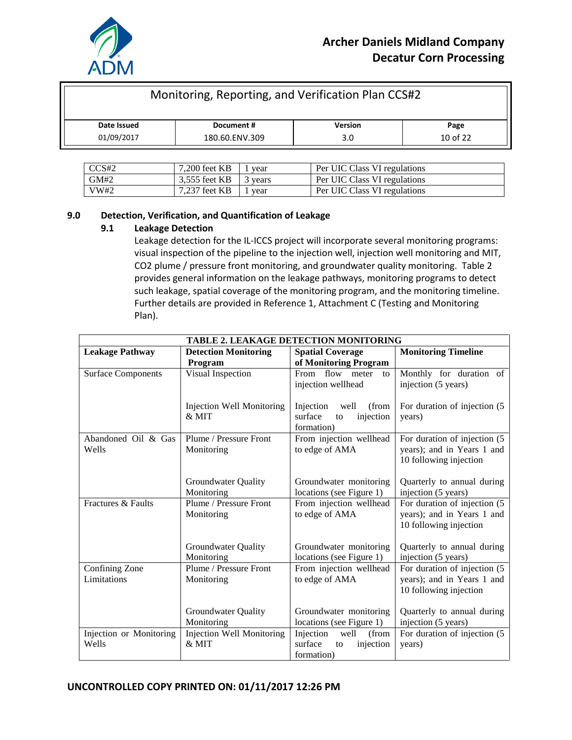| CCS#2 | 7,200 feet KB | 1 year | Per UIC Class VI regulations |
|---|---|---|---|
| GM#2 | 3,555 feet KB | 3 years | Per UIC Class VI regulations |
| VW#2 | 7,237 feet KB | 1 year | Per UIC Class VI regulations |

## 9.0 Detection, Verification, and Quantification of Leakage

### 9.1 Leakage Detection

Leakage detection for the IL-ICCS project will incorporate several monitoring programs: visual inspection of the pipeline to the injection well, injection well monitoring and MIT, CO2 plume / pressure front monitoring, and groundwater quality monitoring. Table 2 provides general information on the leakage pathways, monitoring programs to detect such leakage, spatial coverage of the monitoring program, and the monitoring timeline. Further details are provided in Reference 1, Attachment C (Testing and Monitoring Plan).

**TABLE 2. LEAKAGE DETECTION MONITORING**

| Leakage Pathway | Detection Monitoring Program | Spatial Coverage of Monitoring Program | Monitoring Timeline |
|---|---|---|---|
| Surface Components | Visual Inspection | From flow meter to injection wellhead | Monthly for duration of injection (5 years) |
| | Injection Well Monitoring & MIT | Injection well (from surface to injection formation) | For duration of injection (5 years) |
| Abandoned Oil & Gas Wells | Plume / Pressure Front Monitoring | From injection wellhead to edge of AMA | For duration of injection (5 years); and in Years 1 and 10 following injection |
| | Groundwater Quality Monitoring | Groundwater monitoring locations (see Figure 1) | Quarterly to annual during injection (5 years) |
| Fractures & Faults | Plume / Pressure Front Monitoring | From injection wellhead to edge of AMA | For duration of injection (5 years); and in Years 1 and 10 following injection |
| | Groundwater Quality Monitoring | Groundwater monitoring locations (see Figure 1) | Quarterly to annual during injection (5 years) |
| Confining Zone Limitations | Plume / Pressure Front Monitoring | From injection wellhead to edge of AMA | For duration of injection (5 years); and in Years 1 and 10 following injection |
| | Groundwater Quality Monitoring | Groundwater monitoring locations (see Figure 1) | Quarterly to annual during injection (5 years) |
| Injection or Monitoring Wells | Injection Well Monitoring & MIT | Injection well (from surface to injection formation) | For duration of injection (5 years) |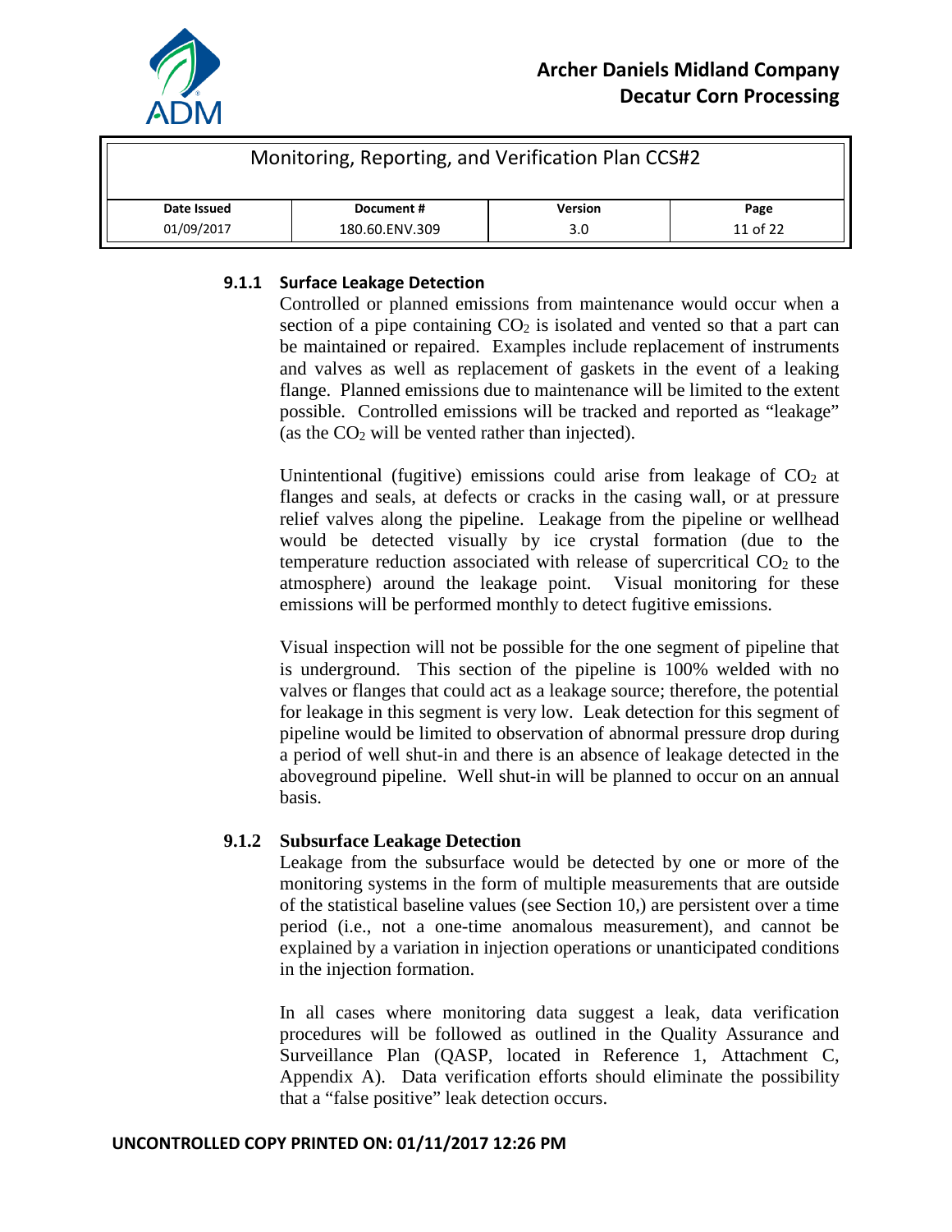#### 9.1.1 Surface Leakage Detection

Controlled or planned emissions from maintenance would occur when a section of a pipe containing $CO_2$ is isolated and vented so that a part can be maintained or repaired. Examples include replacement of instruments and valves as well as replacement of gaskets in the event of a leaking flange. Planned emissions due to maintenance will be limited to the extent possible. Controlled emissions will be tracked and reported as "leakage" (as the $CO_2$ will be vented rather than injected).

Unintentional (fugitive) emissions could arise from leakage of $CO_2$ at flanges and seals, at defects or cracks in the casing wall, or at pressure relief valves along the pipeline. Leakage from the pipeline or wellhead would be detected visually by ice crystal formation (due to the temperature reduction associated with release of supercritical $CO_2$ to the atmosphere) around the leakage point. Visual monitoring for these emissions will be performed monthly to detect fugitive emissions.

Visual inspection will not be possible for the one segment of pipeline that is underground. This section of the pipeline is 100% welded with no valves or flanges that could act as a leakage source; therefore, the potential for leakage in this segment is very low. Leak detection for this segment of pipeline would be limited to observation of abnormal pressure drop during a period of well shut-in and there is an absence of leakage detected in the aboveground pipeline. Well shut-in will be planned to occur on an annual basis.

#### 9.1.2 Subsurface Leakage Detection

Leakage from the subsurface would be detected by one or more of the monitoring systems in the form of multiple measurements that are outside of the statistical baseline values (see Section 10,) are persistent over a time period (i.e., not a one-time anomalous measurement), and cannot be explained by a variation in injection operations or unanticipated conditions in the injection formation.

In all cases where monitoring data suggest a leak, data verification procedures will be followed as outlined in the Quality Assurance and Surveillance Plan (QASP, located in Reference 1, Attachment C, Appendix A). Data verification efforts should eliminate the possibility that a "false positive" leak detection occurs.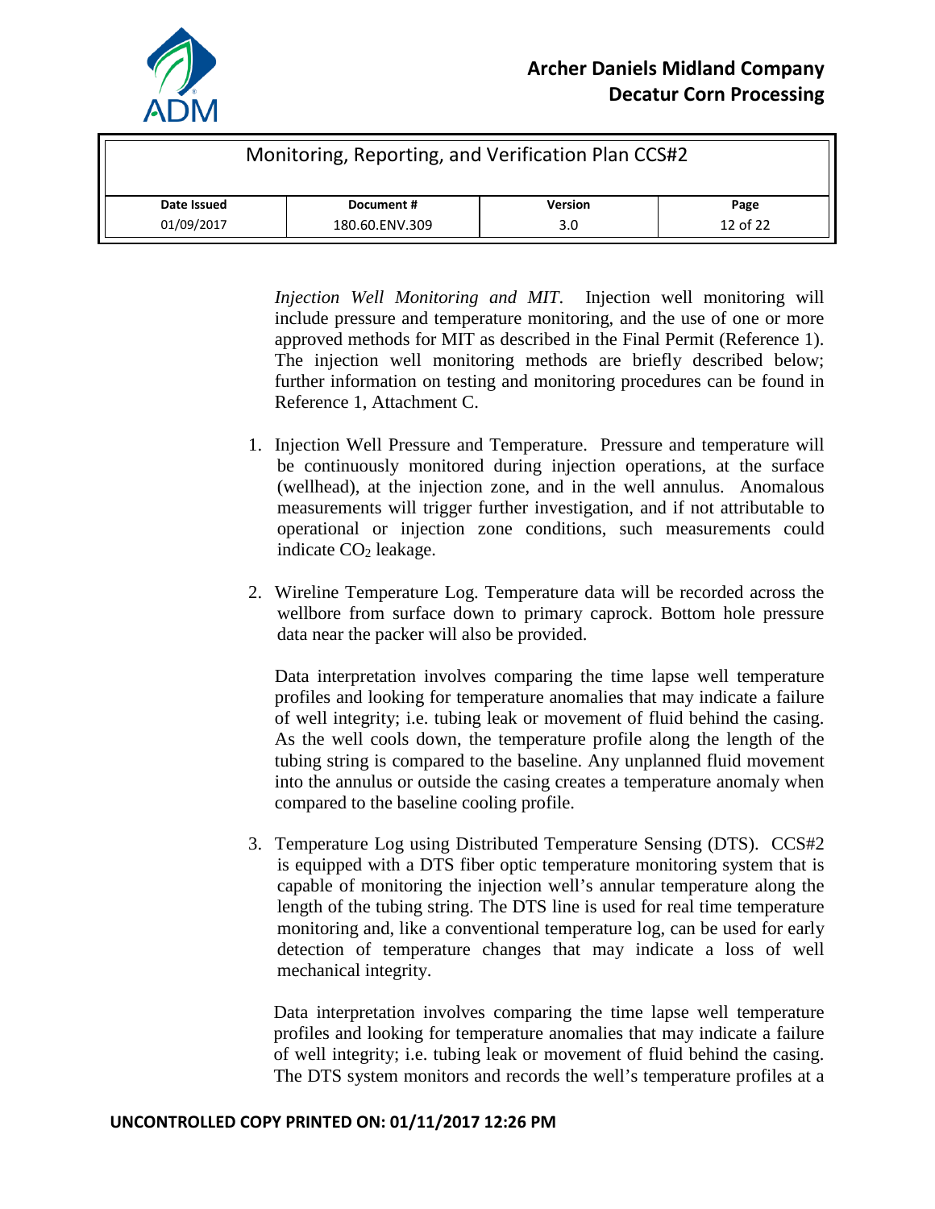*Injection Well Monitoring and MIT*. Injection well monitoring will include pressure and temperature monitoring, and the use of one or more approved methods for MIT as described in the Final Permit (Reference 1). The injection well monitoring methods are briefly described below; further information on testing and monitoring procedures can be found in Reference 1, Attachment C.

1. Injection Well Pressure and Temperature. Pressure and temperature will be continuously monitored during injection operations, at the surface (wellhead), at the injection zone, and in the well annulus. Anomalous measurements will trigger further investigation, and if not attributable to operational or injection zone conditions, such measurements could indicate $CO_2$ leakage.

2. Wireline Temperature Log. Temperature data will be recorded across the wellbore from surface down to primary caprock. Bottom hole pressure data near the packer will also be provided.

   Data interpretation involves comparing the time lapse well temperature profiles and looking for temperature anomalies that may indicate a failure of well integrity; i.e. tubing leak or movement of fluid behind the casing. As the well cools down, the temperature profile along the length of the tubing string is compared to the baseline. Any unplanned fluid movement into the annulus or outside the casing creates a temperature anomaly when compared to the baseline cooling profile.

3. Temperature Log using Distributed Temperature Sensing (DTS). CCS#2 is equipped with a DTS fiber optic temperature monitoring system that is capable of monitoring the injection well's annular temperature along the length of the tubing string. The DTS line is used for real time temperature monitoring and, like a conventional temperature log, can be used for early detection of temperature changes that may indicate a loss of well mechanical integrity.

   Data interpretation involves comparing the time lapse well temperature profiles and looking for temperature anomalies that may indicate a failure of well integrity; i.e. tubing leak or movement of fluid behind the casing. The DTS system monitors and records the well's temperature profiles at a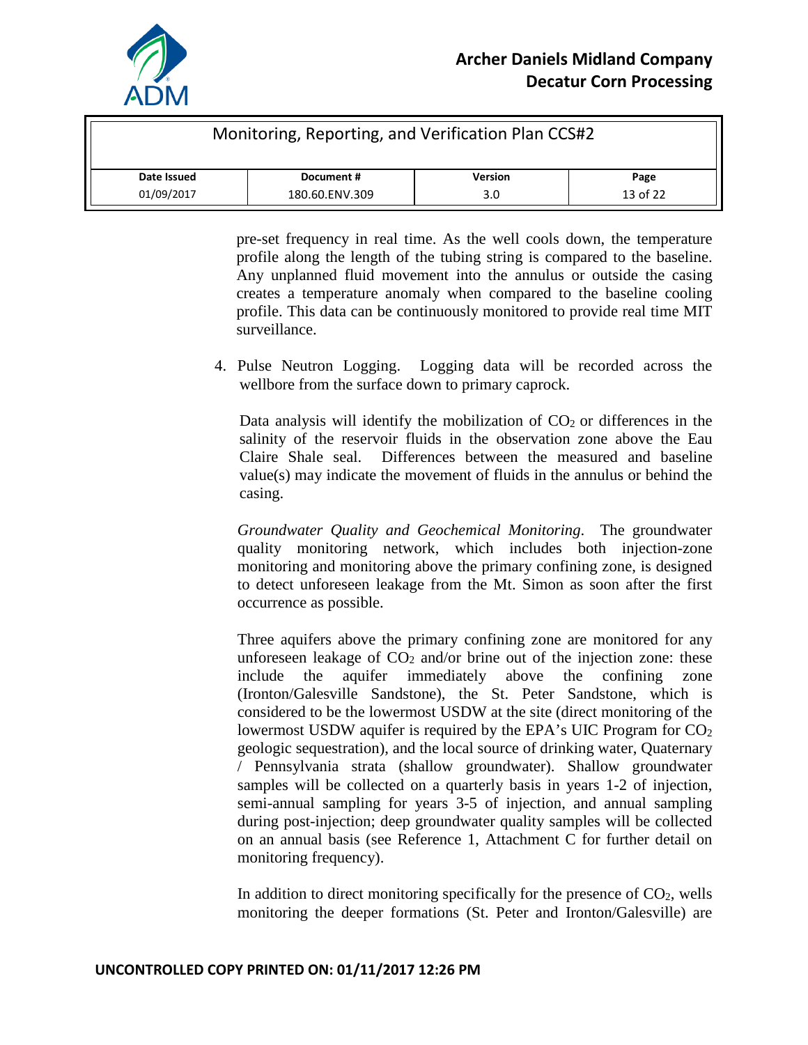pre-set frequency in real time. As the well cools down, the temperature profile along the length of the tubing string is compared to the baseline. Any unplanned fluid movement into the annulus or outside the casing creates a temperature anomaly when compared to the baseline cooling profile. This data can be continuously monitored to provide real time MIT surveillance.

4. Pulse Neutron Logging. Logging data will be recorded across the wellbore from the surface down to primary caprock.

   Data analysis will identify the mobilization of $CO_2$ or differences in the salinity of the reservoir fluids in the observation zone above the Eau Claire Shale seal. Differences between the measured and baseline value(s) may indicate the movement of fluids in the annulus or behind the casing.

*Groundwater Quality and Geochemical Monitoring.* The groundwater quality monitoring network, which includes both injection-zone monitoring and monitoring above the primary confining zone, is designed to detect unforeseen leakage from the Mt. Simon as soon after the first occurrence as possible.

Three aquifers above the primary confining zone are monitored for any unforeseen leakage of $CO_2$ and/or brine out of the injection zone: these include the aquifer immediately above the confining zone (Ironton/Galesville Sandstone), the St. Peter Sandstone, which is considered to be the lowermost USDW at the site (direct monitoring of the lowermost USDW aquifer is required by the EPA's UIC Program for $CO_2$ geologic sequestration), and the local source of drinking water, Quaternary / Pennsylvania strata (shallow groundwater). Shallow groundwater samples will be collected on a quarterly basis in years 1-2 of injection, semi-annual sampling for years 3-5 of injection, and annual sampling during post-injection; deep groundwater quality samples will be collected on an annual basis (see Reference 1, Attachment C for further detail on monitoring frequency).

In addition to direct monitoring specifically for the presence of $CO_2$, wells monitoring the deeper formations (St. Peter and Ironton/Galesville) are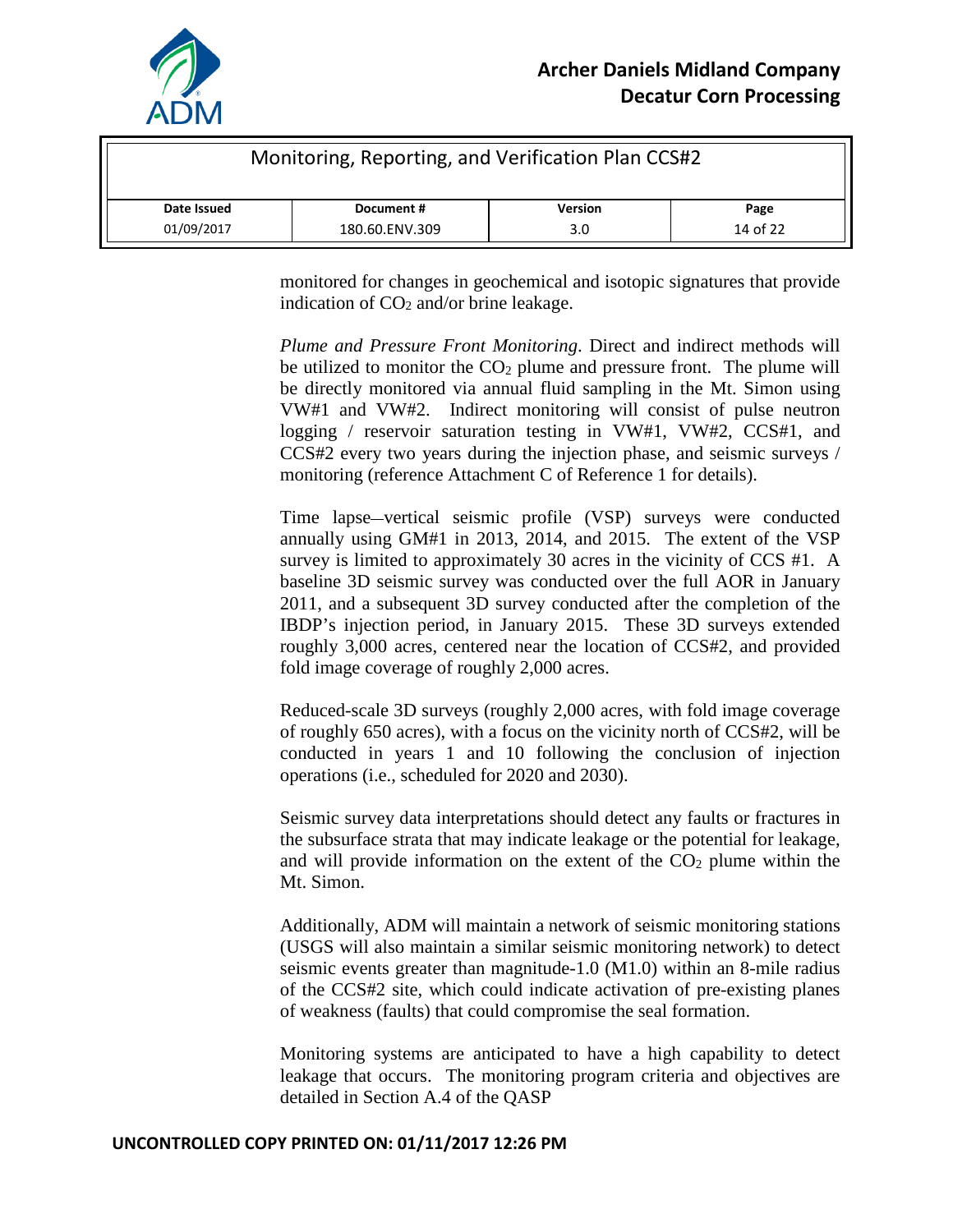monitored for changes in geochemical and isotopic signatures that provide indication of $CO_2$ and/or brine leakage.

*Plume and Pressure Front Monitoring*. Direct and indirect methods will be utilized to monitor the $CO_2$ plume and pressure front. The plume will be directly monitored via annual fluid sampling in the Mt. Simon using VW#1 and VW#2. Indirect monitoring will consist of pulse neutron logging / reservoir saturation testing in VW#1, VW#2, CCS#1, and CCS#2 every two years during the injection phase, and seismic surveys / monitoring (reference Attachment C of Reference 1 for details).

Time lapse–vertical seismic profile (VSP) surveys were conducted annually using GM#1 in 2013, 2014, and 2015. The extent of the VSP survey is limited to approximately 30 acres in the vicinity of CCS #1. A baseline 3D seismic survey was conducted over the full AOR in January 2011, and a subsequent 3D survey conducted after the completion of the IBDP's injection period, in January 2015. These 3D surveys extended roughly 3,000 acres, centered near the location of CCS#2, and provided fold image coverage of roughly 2,000 acres.

Reduced-scale 3D surveys (roughly 2,000 acres, with fold image coverage of roughly 650 acres), with a focus on the vicinity north of CCS#2, will be conducted in years 1 and 10 following the conclusion of injection operations (i.e., scheduled for 2020 and 2030).

Seismic survey data interpretations should detect any faults or fractures in the subsurface strata that may indicate leakage or the potential for leakage, and will provide information on the extent of the $CO_2$ plume within the Mt. Simon.

Additionally, ADM will maintain a network of seismic monitoring stations (USGS will also maintain a similar seismic monitoring network) to detect seismic events greater than magnitude-1.0 (M1.0) within an 8-mile radius of the CCS#2 site, which could indicate activation of pre-existing planes of weakness (faults) that could compromise the seal formation.

Monitoring systems are anticipated to have a high capability to detect leakage that occurs. The monitoring program criteria and objectives are detailed in Section A.4 of the QASP

UNCONTROLLED COPY PRINTED ON: 01/11/2017 12:26 PM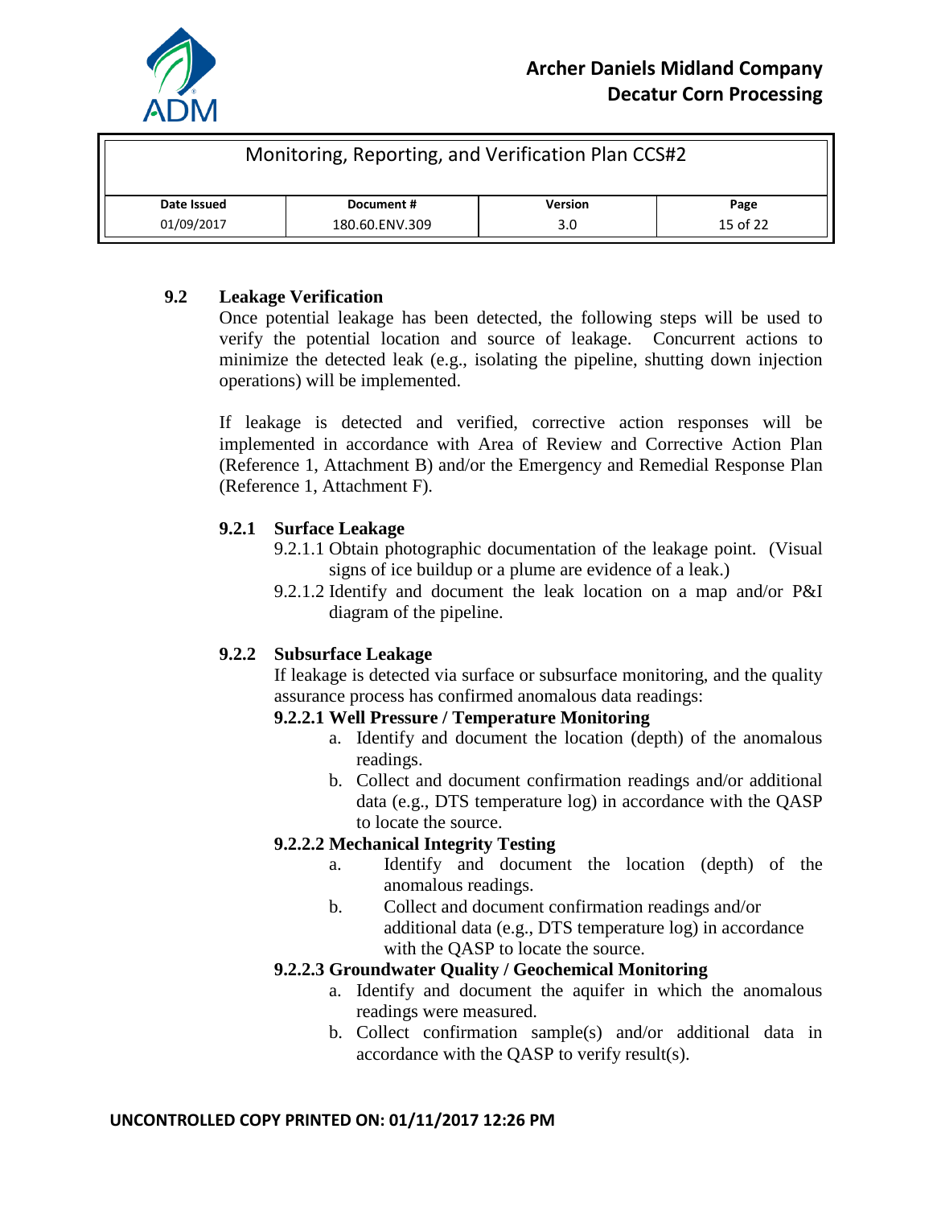## 9.2 Leakage Verification

Once potential leakage has been detected, the following steps will be used to verify the potential location and source of leakage. Concurrent actions to minimize the detected leak (e.g., isolating the pipeline, shutting down injection operations) will be implemented.

If leakage is detected and verified, corrective action responses will be implemented in accordance with Area of Review and Corrective Action Plan (Reference 1, Attachment B) and/or the Emergency and Remedial Response Plan (Reference 1, Attachment F).

### 9.2.1 Surface Leakage

9.2.1.1 Obtain photographic documentation of the leakage point. (Visual signs of ice buildup or a plume are evidence of a leak.)

9.2.1.2 Identify and document the leak location on a map and/or P&I diagram of the pipeline.

### 9.2.2 Subsurface Leakage

If leakage is detected via surface or subsurface monitoring, and the quality assurance process has confirmed anomalous data readings:

**9.2.2.1 Well Pressure / Temperature Monitoring**

a. Identify and document the location (depth) of the anomalous readings.
b. Collect and document confirmation readings and/or additional data (e.g., DTS temperature log) in accordance with the QASP to locate the source.

**9.2.2.2 Mechanical Integrity Testing**

a. Identify and document the location (depth) of the anomalous readings.
b. Collect and document confirmation readings and/or additional data (e.g., DTS temperature log) in accordance with the QASP to locate the source.

**9.2.2.3 Groundwater Quality / Geochemical Monitoring**

a. Identify and document the aquifer in which the anomalous readings were measured.
b. Collect confirmation sample(s) and/or additional data in accordance with the QASP to verify result(s).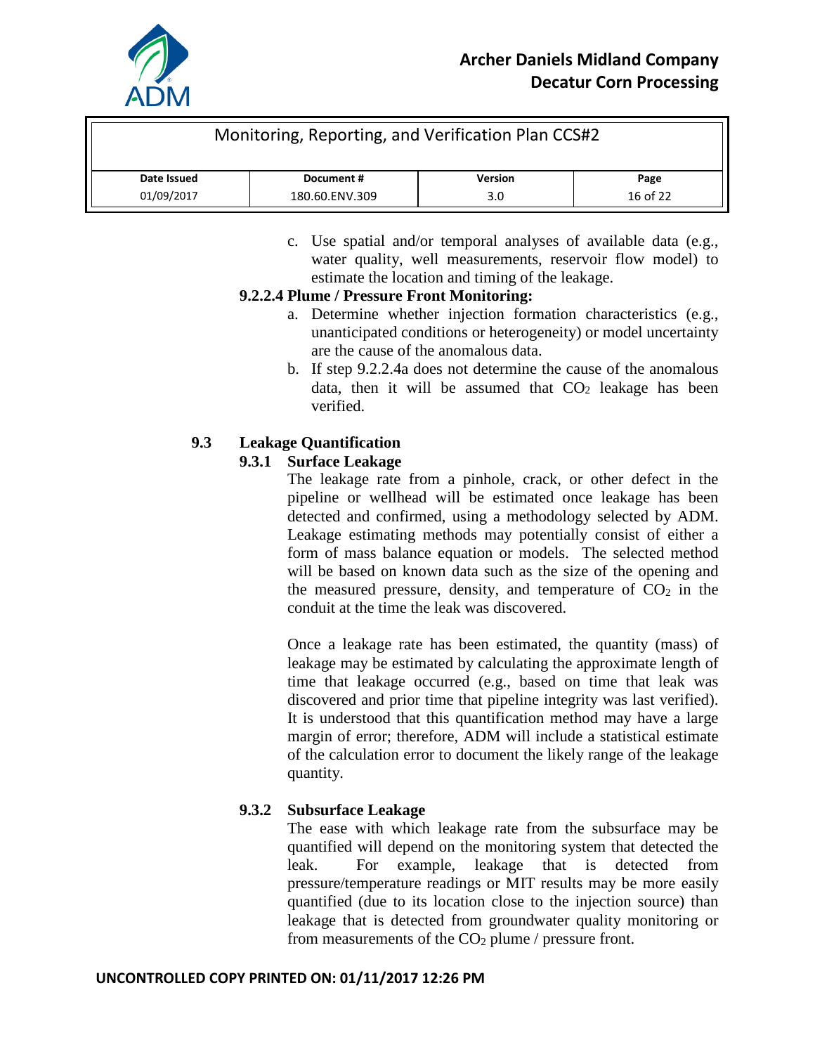c. Use spatial and/or temporal analyses of available data (e.g., water quality, well measurements, reservoir flow model) to estimate the location and timing of the leakage.

**9.2.2.4 Plume / Pressure Front Monitoring:**

a. Determine whether injection formation characteristics (e.g., unanticipated conditions or heterogeneity) or model uncertainty are the cause of the anomalous data.

b. If step 9.2.2.4a does not determine the cause of the anomalous data, then it will be assumed that $CO_2$ leakage has been verified.

## 9.3 Leakage Quantification

### 9.3.1 Surface Leakage

The leakage rate from a pinhole, crack, or other defect in the pipeline or wellhead will be estimated once leakage has been detected and confirmed, using a methodology selected by ADM. Leakage estimating methods may potentially consist of either a form of mass balance equation or models. The selected method will be based on known data such as the size of the opening and the measured pressure, density, and temperature of $CO_2$ in the conduit at the time the leak was discovered.

Once a leakage rate has been estimated, the quantity (mass) of leakage may be estimated by calculating the approximate length of time that leakage occurred (e.g., based on time that leak was discovered and prior time that pipeline integrity was last verified). It is understood that this quantification method may have a large margin of error; therefore, ADM will include a statistical estimate of the calculation error to document the likely range of the leakage quantity.

### 9.3.2 Subsurface Leakage

The ease with which leakage rate from the subsurface may be quantified will depend on the monitoring system that detected the leak. For example, leakage that is detected from pressure/temperature readings or MIT results may be more easily quantified (due to its location close to the injection source) than leakage that is detected from groundwater quality monitoring or from measurements of the $CO_2$ plume / pressure front.

**UNCONTROLLED COPY PRINTED ON: 01/11/2017 12:26 PM**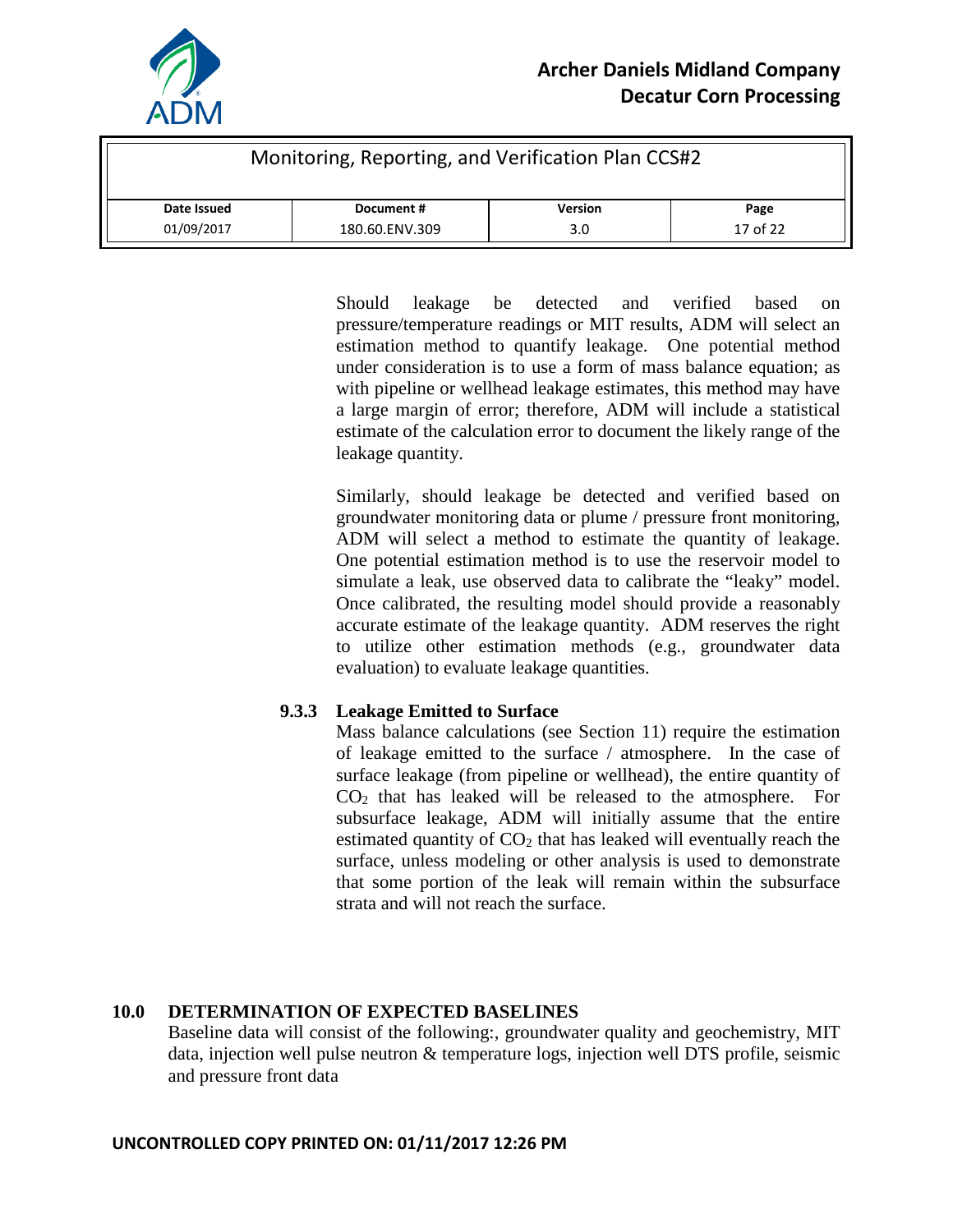Should leakage be detected and verified based on pressure/temperature readings or MIT results, ADM will select an estimation method to quantify leakage. One potential method under consideration is to use a form of mass balance equation; as with pipeline or wellhead leakage estimates, this method may have a large margin of error; therefore, ADM will include a statistical estimate of the calculation error to document the likely range of the leakage quantity.

Similarly, should leakage be detected and verified based on groundwater monitoring data or plume / pressure front monitoring, ADM will select a method to estimate the quantity of leakage. One potential estimation method is to use the reservoir model to simulate a leak, use observed data to calibrate the "leaky" model. Once calibrated, the resulting model should provide a reasonably accurate estimate of the leakage quantity. ADM reserves the right to utilize other estimation methods (e.g., groundwater data evaluation) to evaluate leakage quantities.

### 9.3.3 Leakage Emitted to Surface

Mass balance calculations (see Section 11) require the estimation of leakage emitted to the surface / atmosphere. In the case of surface leakage (from pipeline or wellhead), the entire quantity of $CO_2$ that has leaked will be released to the atmosphere. For subsurface leakage, ADM will initially assume that the entire estimated quantity of $CO_2$ that has leaked will eventually reach the surface, unless modeling or other analysis is used to demonstrate that some portion of the leak will remain within the subsurface strata and will not reach the surface.

## 10.0 DETERMINATION OF EXPECTED BASELINES

Baseline data will consist of the following:, groundwater quality and geochemistry, MIT data, injection well pulse neutron & temperature logs, injection well DTS profile, seismic and pressure front data

**UNCONTROLLED COPY PRINTED ON: 01/11/2017 12:26 PM**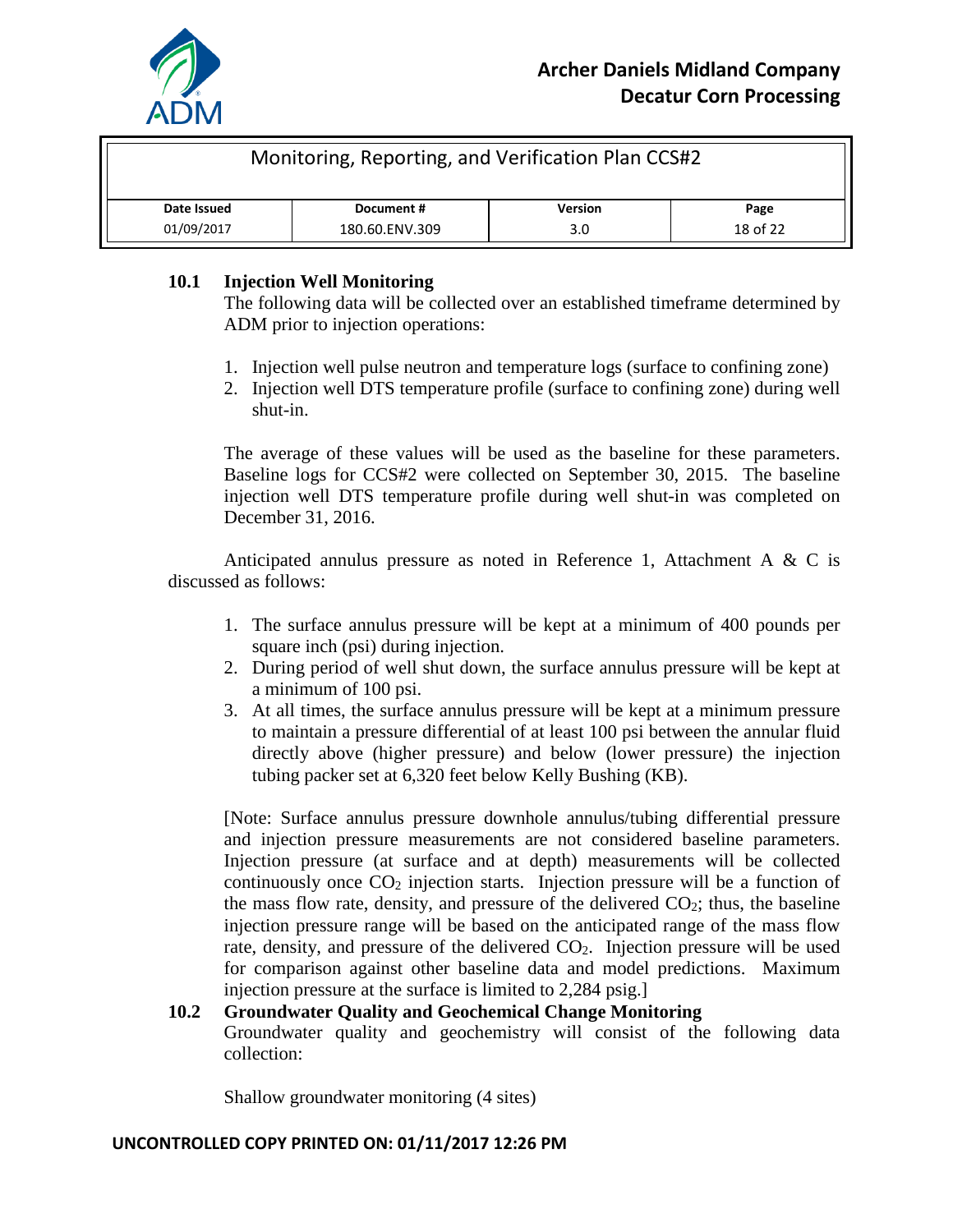### 10.1 Injection Well Monitoring

The following data will be collected over an established timeframe determined by ADM prior to injection operations:

1. Injection well pulse neutron and temperature logs (surface to confining zone)
2. Injection well DTS temperature profile (surface to confining zone) during well shut-in.

The average of these values will be used as the baseline for these parameters. Baseline logs for CCS#2 were collected on September 30, 2015. The baseline injection well DTS temperature profile during well shut-in was completed on December 31, 2016.

Anticipated annulus pressure as noted in Reference 1, Attachment A & C is discussed as follows:

1. The surface annulus pressure will be kept at a minimum of 400 pounds per square inch (psi) during injection.
2. During period of well shut down, the surface annulus pressure will be kept at a minimum of 100 psi.
3. At all times, the surface annulus pressure will be kept at a minimum pressure to maintain a pressure differential of at least 100 psi between the annular fluid directly above (higher pressure) and below (lower pressure) the injection tubing packer set at 6,320 feet below Kelly Bushing (KB).

[Note: Surface annulus pressure downhole annulus/tubing differential pressure and injection pressure measurements are not considered baseline parameters. Injection pressure (at surface and at depth) measurements will be collected continuously once $CO_2$ injection starts. Injection pressure will be a function of the mass flow rate, density, and pressure of the delivered $CO_2$; thus, the baseline injection pressure range will be based on the anticipated range of the mass flow rate, density, and pressure of the delivered $CO_2$. Injection pressure will be used for comparison against other baseline data and model predictions. Maximum injection pressure at the surface is limited to 2,284 psig.]

### 10.2 Groundwater Quality and Geochemical Change Monitoring

Groundwater quality and geochemistry will consist of the following data collection:

Shallow groundwater monitoring (4 sites)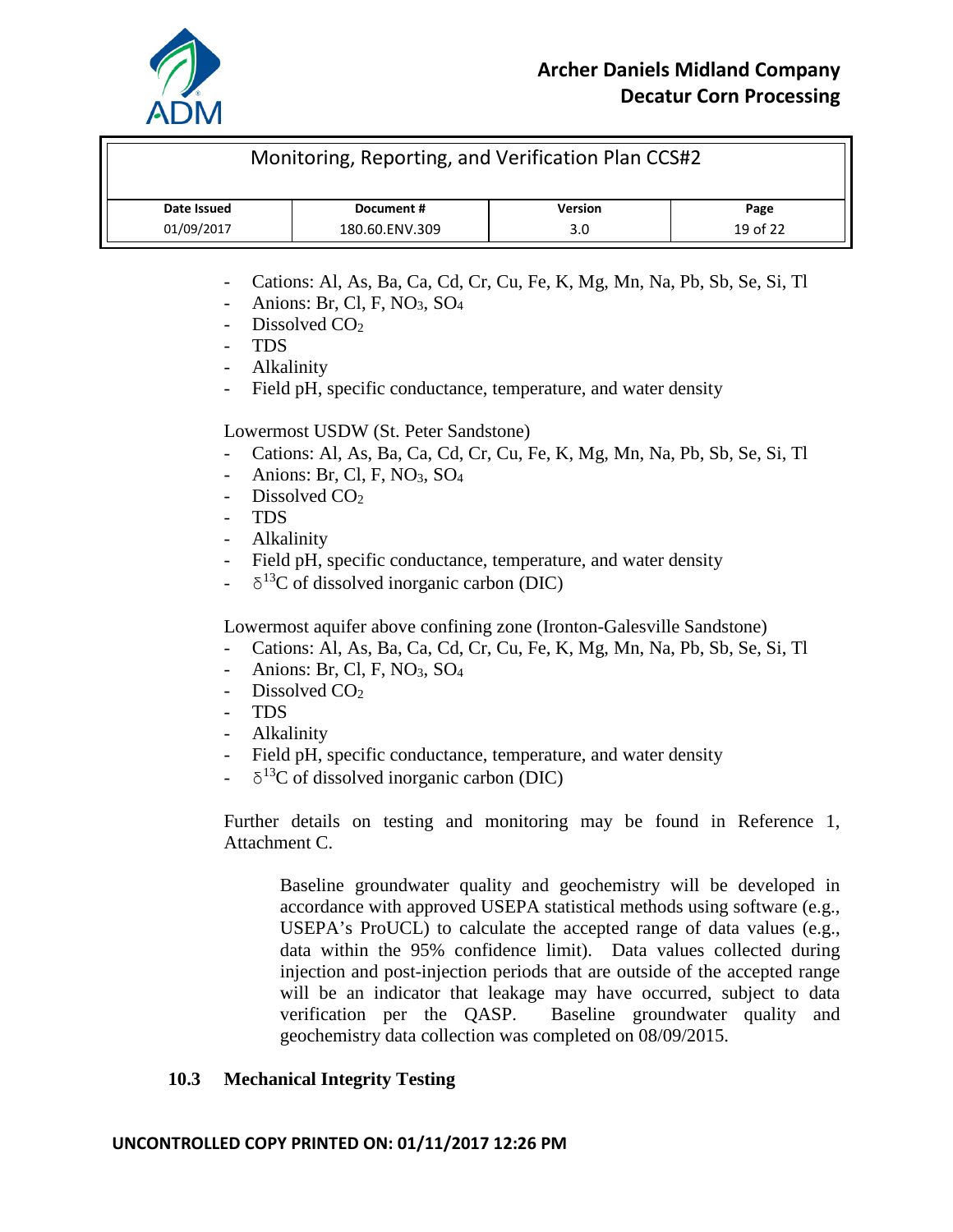- Cations: Al, As, Ba, Ca, Cd, Cr, Cu, Fe, K, Mg, Mn, Na, Pb, Sb, Se, Si, Tl
- Anions: Br, Cl, F, $NO_3$, $SO_4$
- Dissolved $CO_2$
- TDS
- Alkalinity
- Field pH, specific conductance, temperature, and water density

Lowermost USDW (St. Peter Sandstone)

- Cations: Al, As, Ba, Ca, Cd, Cr, Cu, Fe, K, Mg, Mn, Na, Pb, Sb, Se, Si, Tl
- Anions: Br, Cl, F, $NO_3$, $SO_4$
- Dissolved $CO_2$
- TDS
- Alkalinity
- Field pH, specific conductance, temperature, and water density
- $\delta^{13}C$ of dissolved inorganic carbon (DIC)

Lowermost aquifer above confining zone (Ironton-Galesville Sandstone)

- Cations: Al, As, Ba, Ca, Cd, Cr, Cu, Fe, K, Mg, Mn, Na, Pb, Sb, Se, Si, Tl
- Anions: Br, Cl, F, $NO_3$, $SO_4$
- Dissolved $CO_2$
- TDS
- Alkalinity
- Field pH, specific conductance, temperature, and water density
- $\delta^{13}C$ of dissolved inorganic carbon (DIC)

Further details on testing and monitoring may be found in Reference 1, Attachment C.

Baseline groundwater quality and geochemistry will be developed in accordance with approved USEPA statistical methods using software (e.g., USEPA's ProUCL) to calculate the accepted range of data values (e.g., data within the 95% confidence limit). Data values collected during injection and post-injection periods that are outside of the accepted range will be an indicator that leakage may have occurred, subject to data verification per the QASP. Baseline groundwater quality and geochemistry data collection was completed on 08/09/2015.

### 10.3 Mechanical Integrity Testing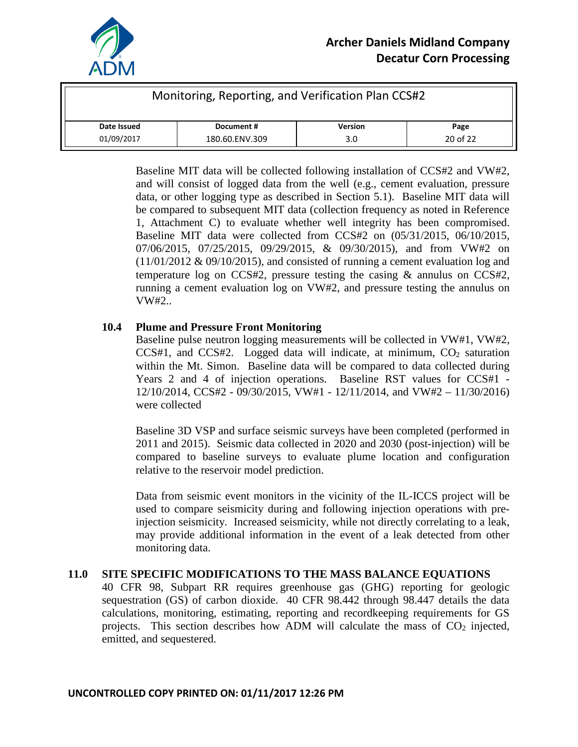Baseline MIT data will be collected following installation of CCS#2 and VW#2, and will consist of logged data from the well (e.g., cement evaluation, pressure data, or other logging type as described in Section 5.1). Baseline MIT data will be compared to subsequent MIT data (collection frequency as noted in Reference 1, Attachment C) to evaluate whether well integrity has been compromised. Baseline MIT data were collected from CCS#2 on (05/31/2015, 06/10/2015, 07/06/2015, 07/25/2015, 09/29/2015, & 09/30/2015), and from VW#2 on (11/01/2012 & 09/10/2015), and consisted of running a cement evaluation log and temperature log on CCS#2, pressure testing the casing & annulus on CCS#2, running a cement evaluation log on VW#2, and pressure testing the annulus on VW#2..

### 10.4 Plume and Pressure Front Monitoring

Baseline pulse neutron logging measurements will be collected in VW#1, VW#2, CCS#1, and CCS#2. Logged data will indicate, at minimum, $CO_2$ saturation within the Mt. Simon. Baseline data will be compared to data collected during Years 2 and 4 of injection operations. Baseline RST values for CCS#1 - 12/10/2014, CCS#2 - 09/30/2015, VW#1 - 12/11/2014, and VW#2 – 11/30/2016) were collected

Baseline 3D VSP and surface seismic surveys have been completed (performed in 2011 and 2015). Seismic data collected in 2020 and 2030 (post-injection) will be compared to baseline surveys to evaluate plume location and configuration relative to the reservoir model prediction.

Data from seismic event monitors in the vicinity of the IL-ICCS project will be used to compare seismicity during and following injection operations with pre-injection seismicity. Increased seismicity, while not directly correlating to a leak, may provide additional information in the event of a leak detected from other monitoring data.

## 11.0 SITE SPECIFIC MODIFICATIONS TO THE MASS BALANCE EQUATIONS

40 CFR 98, Subpart RR requires greenhouse gas (GHG) reporting for geologic sequestration (GS) of carbon dioxide. 40 CFR 98.442 through 98.447 details the data calculations, monitoring, estimating, reporting and recordkeeping requirements for GS projects. This section describes how ADM will calculate the mass of $CO_2$ injected, emitted, and sequestered.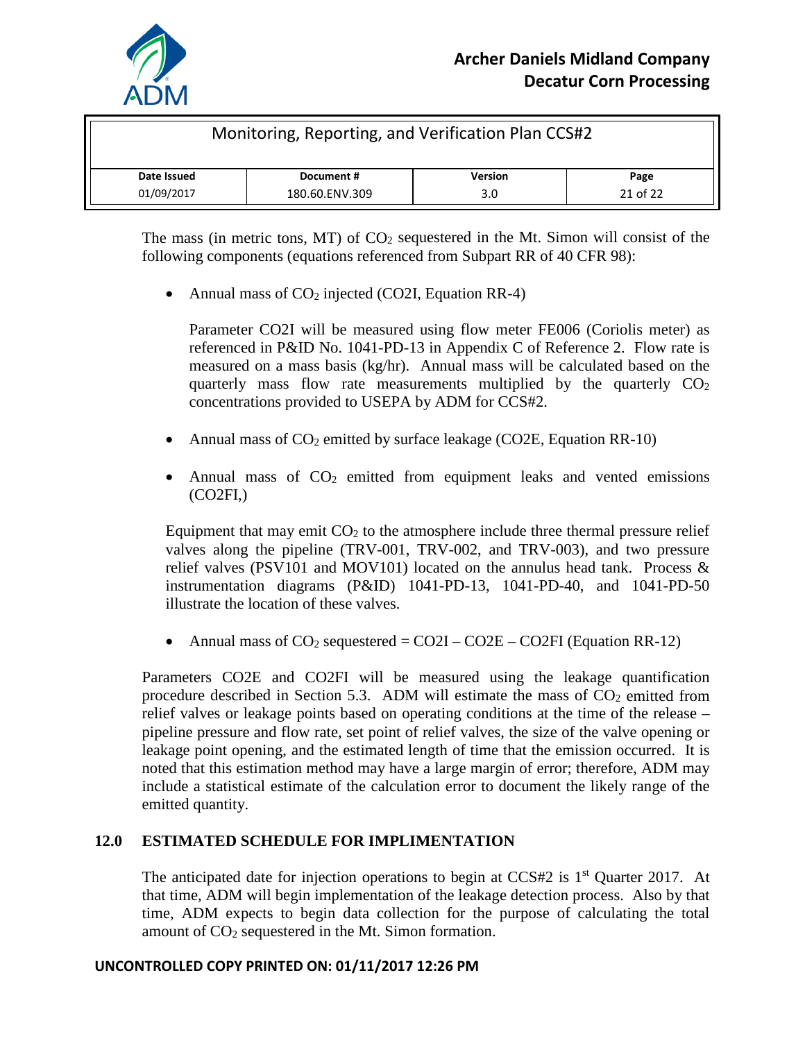The mass (in metric tons, MT) of $CO_2$ sequestered in the Mt. Simon will consist of the following components (equations referenced from Subpart RR of 40 CFR 98):

- Annual mass of $CO_2$ injected (CO2I, Equation RR-4)

  Parameter CO2I will be measured using flow meter FE006 (Coriolis meter) as referenced in P&ID No. 1041-PD-13 in Appendix C of Reference 2. Flow rate is measured on a mass basis (kg/hr). Annual mass will be calculated based on the quarterly mass flow rate measurements multiplied by the quarterly $CO_2$ concentrations provided to USEPA by ADM for CCS#2.

- Annual mass of $CO_2$ emitted by surface leakage (CO2E, Equation RR-10)

- Annual mass of $CO_2$ emitted from equipment leaks and vented emissions (CO2FI,)

Equipment that may emit $CO_2$ to the atmosphere include three thermal pressure relief valves along the pipeline (TRV-001, TRV-002, and TRV-003), and two pressure relief valves (PSV101 and MOV101) located on the annulus head tank. Process & instrumentation diagrams (P&ID) 1041-PD-13, 1041-PD-40, and 1041-PD-50 illustrate the location of these valves.

- Annual mass of $CO_2$ sequestered = CO2I – CO2E – CO2FI (Equation RR-12)

Parameters CO2E and CO2FI will be measured using the leakage quantification procedure described in Section 5.3. ADM will estimate the mass of $CO_2$ emitted from relief valves or leakage points based on operating conditions at the time of the release – pipeline pressure and flow rate, set point of relief valves, the size of the valve opening or leakage point opening, and the estimated length of time that the emission occurred. It is noted that this estimation method may have a large margin of error; therefore, ADM may include a statistical estimate of the calculation error to document the likely range of the emitted quantity.

## 12.0 ESTIMATED SCHEDULE FOR IMPLIMENTATION

The anticipated date for injection operations to begin at CCS#2 is 1st Quarter 2017. At that time, ADM will begin implementation of the leakage detection process. Also by that time, ADM expects to begin data collection for the purpose of calculating the total amount of $CO_2$ sequestered in the Mt. Simon formation.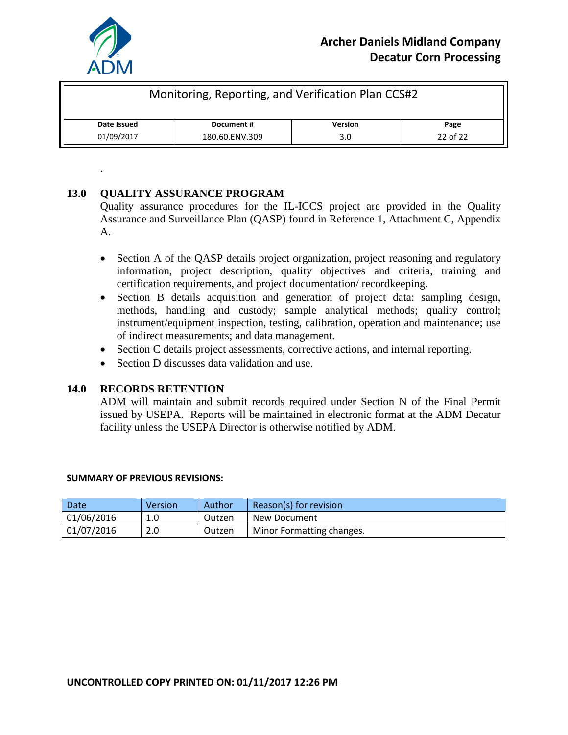## 13.0 QUALITY ASSURANCE PROGRAM

Quality assurance procedures for the IL-ICCS project are provided in the Quality Assurance and Surveillance Plan (QASP) found in Reference 1, Attachment C, Appendix A.

- Section A of the QASP details project organization, project reasoning and regulatory information, project description, quality objectives and criteria, training and certification requirements, and project documentation/ recordkeeping.
- Section B details acquisition and generation of project data: sampling design, methods, handling and custody; sample analytical methods; quality control; instrument/equipment inspection, testing, calibration, operation and maintenance; use of indirect measurements; and data management.
- Section C details project assessments, corrective actions, and internal reporting.
- Section D discusses data validation and use.

## 14.0 RECORDS RETENTION

ADM will maintain and submit records required under Section N of the Final Permit issued by USEPA. Reports will be maintained in electronic format at the ADM Decatur facility unless the USEPA Director is otherwise notified by ADM.

**SUMMARY OF PREVIOUS REVISIONS:**

| Date | Version | Author | Reason(s) for revision |
|---|---|---|---|
| 01/06/2016 | 1.0 | Outzen | New Document |
| 01/07/2016 | 2.0 | Outzen | Minor Formatting changes. |

**UNCONTROLLED COPY PRINTED ON: 01/11/2017 12:26 PM**